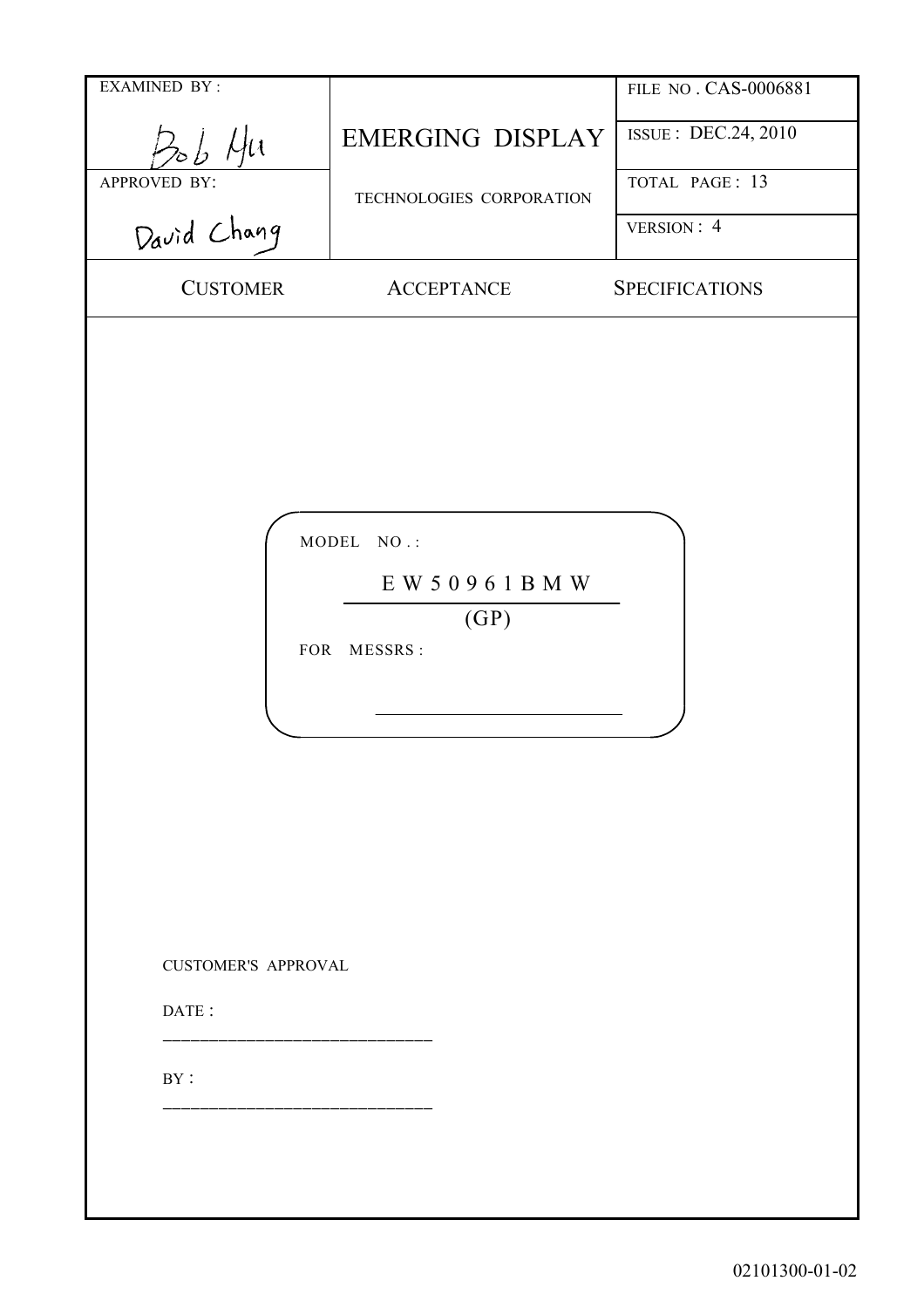| EXAMINED BY : | EMERGING DISPLAY | FILE NO . CAS-0006881 |
|---|---|---|
| Bob Hu | | ISSUE : DEC.24, 2010 |
| APPROVED BY: | TECHNOLOGIES CORPORATION | TOTAL PAGE : 13 |
| David Chang | | VERSION : 4 |

# CUSTOMER ACCEPTANCE SPECIFICATIONS

MODEL NO. :

**EW50961BMW**

**(GP)**

FOR MESSRS :

______________________

CUSTOMER'S APPROVAL

DATE :

______________________

BY :

______________________

02101300-01-02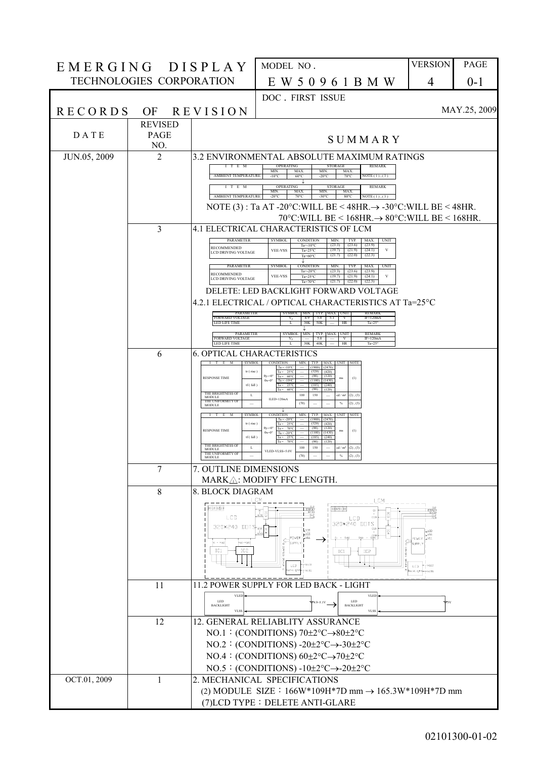| EMERGING DISPLAY TECHNOLOGIES CORPORATION | MODEL NO. EW50961BMW | VERSION 4 | PAGE 0-1 |
|---|---|---|---|

# RECORDS OF REVISION

DOC. FIRST ISSUE MAY.25, 2009

| DATE | REVISED PAGE NO. | SUMMARY |
|---|---|---|
| JUN.05, 2009 | 2 | 3.2 ENVIRONMENTAL ABSOLUTE MAXIMUM RATINGS |
| | | AMBIENT TEMPERATURE: OPERATING MIN. -10°C, MAX. 60°C; STORAGE MIN. -20°C, MAX. 70°C; NOTE (1), (3) → OPERATING MIN. -20°C, MAX. 70°C; STORAGE MIN. -30°C, MAX. 80°C; NOTE (1), (3) |
| | | NOTE (3) : Ta AT -20°C:WILL BE < 48HR.→ -30°C:WILL BE < 48HR. 70°C:WILL BE < 168HR.→ 80°C:WILL BE < 168HR. |
| | 3 | 4.1 ELECTRICAL CHARACTERISTICS OF LCM |
| | | RECOMMENDED LCD DRIVING VOLTAGE, VEE-VSS: Ta=-10°C (23.3) (23.6) (23.9); Ta=25°C (19.7) (21.9) (24.1); Ta=60°C (21.7) (22.0) (22.3) V → Ta=-20°C (23.3) (23.6) (23.9); Ta=25°C (19.7) (21.9) (24.1); Ta=70°C (21.7) (22.0) (22.3) V |
| | | DELETE: LED BACKLIGHT FORWARD VOLTAGE |
| | | 4.2.1 ELECTRICAL / OPTICAL CHARACTERISTICS AT Ta=25°C |
| | | FORWARD VOLTAGE $V_F$: MIN. 4.9, TYP. 5.0, MAX. 5.1 V, IF=120mA; LED LIFE TIME L: MIN. 30K, TYP. 50K HR, Ta=25° → FORWARD VOLTAGE $V_F$: MIN. —, TYP. 5.0, MAX. — V, IF=120mA; LED LIFE TIME L: MIN. 30K, TYP. 40K HR, Ta=25° |
| | 6 | 6. OPTICAL CHARACTERISTICS |
| | | RESPONSE TIME (θy=0°, θx=0°): tr (rise) Ta=-10°C (1900) (2470), Ta=25°C (320) (420), Ta=60°C (90) (120); tf (fall) Ta=-10°C (1100) (1430), Ta=25°C (185) (240), Ta=60°C (90) (120) ms NOTE (1); THE BRIGHTNESS OF MODULE L: ILED=120mA, MIN. 100, TYP. 150 cd/m² (2),(3); THE UNIFORMITY OF MODULE: (70) % (2),(3) → RESPONSE TIME: tr (rise) Ta=-20°C (1900) (2470), Ta=25°C (320) (420), Ta=70°C (90) (120); tf (fall) Ta=-20°C (1100) (1430), Ta=25°C (185) (240), Ta=70°C (90) (120) ms NOTE (1); THE BRIGHTNESS OF MODULE L: VLED-VLSS=5.0V, MIN. 100, TYP. 150 cd/m² (2),(3); THE UNIFORMITY OF MODULE: (70) % (2),(3) |
| | 7 | 7. OUTLINE DIMENSIONS |
| | | MARK △: MODIFY FFC LENGTH. |
| | 8 | 8. BLOCK DIAGRAM |
| | 11 | 11.2 POWER SUPPLY FOR LED BACK - LIGHT |
| | | LED BACKLIGHT VLED/VLSS: 4.9~5.1V → 5V |
| | 12 | 12. GENERAL RELIABLITY ASSURANCE |
| | | NO.1：(CONDITIONS) 70±2°C→80±2°C |
| | | NO.2：(CONDITIONS) -20±2°C→-30±2°C |
| | | NO.4：(CONDITIONS) 60±2°C→70±2°C |
| | | NO.5：(CONDITIONS) -10±2°C→-20±2°C |
| OCT.01, 2009 | 1 | 2. MECHANICAL SPECIFICATIONS |
| | | (2) MODULE SIZE：166W*109H*7D mm → 165.3W*109H*7D mm |
| | | (7)LCD TYPE：DELETE ANTI-GLARE |

02101300-01-02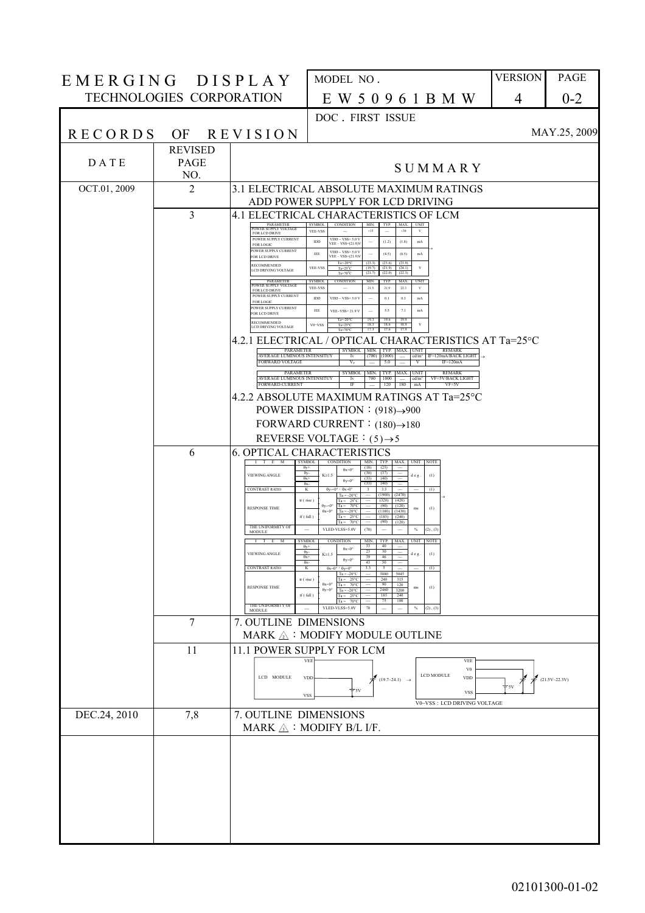EMERGING DISPLAY TECHNOLOGIES CORPORATION

| MODEL NO. | VERSION | PAGE |
|---|---|---|
| EW50961BMW | 4 | 0-2 |

DOC. FIRST ISSUE MAY.25, 2009

# RECORDS OF REVISION

| DATE | REVISED PAGE NO. | SUMMARY |
|---|---|---|
| OCT.01, 2009 | 2 | 3.1 ELECTRICAL ABSOLUTE MAXIMUM RATINGS ADD POWER SUPPLY FOR LCD DRIVING |
| | 3 | 4.1 ELECTRICAL CHARACTERISTICS OF LCM |

Before:

| PARAMETER | SYMBOL | CONDITION | MIN | TYP | MAX | UNIT |
|---|---|---|---|---|---|---|
| POWER SUPPLY VOLTAGE FOR LCD DRIVE | VEE-VSS | — | +15 | — | +30 | V |
| POWER SUPPLY CURRENT FOR LOGIC | IDD | VDD－VSS= 5.0 V VEE－VSS=(21.9)V | — | (1.2) | (1.8) | mA |
| POWER SUPPLY CURRENT FOR LCD DRIVE | IEE | VDD－VSS= 5.0 V VEE－VSS=(21.9)V | — | (4.5) | (6.5) | mA |
| RECOMMENDED LCD DRIVING VOLTAGE | VEE-VSS | Ta=-20°C | (23.3) | (23.6) | (23.9) | V |
| | | Ta=25°C | (19.7) | (21.9) | (24.1) | |
| | | Ta=70°C | (21.7) | (22.0) | (22.3) | |

After:

| PARAMETER | SYMBOL | CONDITION | MIN | TYP | MAX | UNIT |
|---|---|---|---|---|---|---|
| POWER SUPPLY VOLTAGE FOR LCD DRIVE | VEE-VSS | — | 21.5 | 21.9 | 22.3 | V |
| POWER SUPPLY CURRENT FOR LOGIC | IDD | VDD－VSS= 5.0 V | — | 0.1 | 0.3 | mA |
| POWER SUPPLY CURRENT FOR LCD DRIVE | IEE | VEE－VSS= 21.9 V | — | 5.5 | 7.1 | mA |
| RECOMMENDED LCD DRIVING VOLTAGE | V0－VSS | Ta=-20°C | 19.3 | 19.6 | 19.9 | V |
| | | Ta=25°C | 18.3 | 18.6 | 18.9 | |
| | | Ta=70°C | 17.3 | 17.6 | 17.9 | |

4.2.1 ELECTRICAL / OPTICAL CHARACTERISTICS AT Ta=25°C

Before:

| PARAMETER | SYMBOL | MIN. | TYP. | MAX. | UNIT | REMARK |
|---|---|---|---|---|---|---|
| AVERAGE LUMINOUS INTENSITY | Iv | (700) | (1000) | — | cd/m² | IF=120mA/BACK LIGHT |
| FORWARD VOLTAGE | $V_f$ | — | 5.0 | — | V | IF=120mA |

After:

| PARAMETER | SYMBOL | MIN. | TYP. | MAX. | UNIT | REMARK |
|---|---|---|---|---|---|---|
| AVERAGE LUMINOUS INTENSITY | Iv | 700 | 1000 | — | cd/m² | VF=5V/BACK LIGHT |
| FORWARD CURRENT | IF | — | 120 | 180 | mA | VF=5V |

4.2.2 ABSOLUTE MAXIMUM RATINGS AT Ta=25°C

POWER DISSIPATION：(918)→900

FORWARD CURRENT：(180)→180

REVERSE VOLTAGE：(5)→5

| DATE | REVISED PAGE NO. | SUMMARY |
|---|---|---|
| | 6 | 6. OPTICAL CHARACTERISTICS |

Before:

| ITEM | SYMBOL | CONDITION | | MIN. | TYP. | MAX. | UNIT | NOTE |
|---|---|---|---|---|---|---|---|---|
| VIEWING ANGLE | θy+ | K≥1.5 | θx=0° | (18) | (25) | — | deg. | (1) |
| | θy- | | | (30) | (37) | — | | |
| | θx+ | | θy=0° | (33) | (40) | — | | |
| | θx- | | | (33) | (40) | — | | |
| CONTRAST RATIO | K | θy=0°，θx=0° | | 3 | 3.5 | — | — | (1) |
| RESPONSE TIME | tr (rise) | θy=0° θx=0° | Ta = -20°C | — | (1900) | (2470) | ms | (1) |
| | | | Ta = 25°C | — | (320) | (420) | | |
| | | | Ta = 70°C | — | (90) | (120) | | |
| | tf (fall) | | Ta = -20°C | — | (1100) | (1430) | | |
| | | | Ta = 25°C | — | (185) | (240) | | |
| | | | Ta = 70°C | — | (90) | (120) | | |
| THE UNIFORMITY OF MODULE | — | VLED-VLSS=5.0V | | (70) | — | — | % | (2), (3) |

After:

| ITEM | SYMBOL | CONDITION | | MIN. | TYP. | MAX. | UNIT | NOTE |
|---|---|---|---|---|---|---|---|---|
| VIEWING ANGLE | θy+ | K≥1.5 | θx=0° | 33 | 40 | — | deg. | (1) |
| | θy- | | | 23 | 30 | — | | |
| | θx+ | | θy=0° | 39 | 46 | — | | |
| | θx- | | | 43 | 50 | — | | |
| CONTRAST RATIO | K | θx=0°，θy=0° | | 3.3 | 5 | — | — | (1) |
| RESPONSE TIME | tr (rise) | θx=0° θy=0° | Ta = -20°C | — | 3880 | 5045 | ms | (1) |
| | | | Ta = 25°C | — | 240 | 315 | | |
| | | | Ta = 70°C | — | 90 | 120 | | |
| | tf (fall) | | Ta = -20°C | — | 2460 | 3200 | | |
| | | | Ta = 25°C | — | 185 | 240 | | |
| | | | Ta = 70°C | — | 75 | 100 | | |
| THE UNIFORMITY OF MODULE | — | VLED-VLSS=5.0V | | 70 | — | — | % | (2), (3) |

| DATE | REVISED PAGE NO. | SUMMARY |
|---|---|---|
| | 7 | 7. OUTLINE DIMENSIONS MARK ⚠：MODIFY MODULE OUTLINE |
| | 11 | 11.1 POWER SUPPLY FOR LCM |

Before: LCD MODULE (VEE, VDD, VSS) — 5V, (19.7~24.1) → After: LCD MODULE (VEE, V0, VDD, VSS) — 5V, (21.5V~22.3V)

V0~VSS : LCD DRIVING VOLTAGE

| DATE | REVISED PAGE NO. | SUMMARY |
|---|---|---|
| DEC.24, 2010 | 7,8 | 7. OUTLINE DIMENSIONS MARK ⚠：MODIFY B/L I/F. |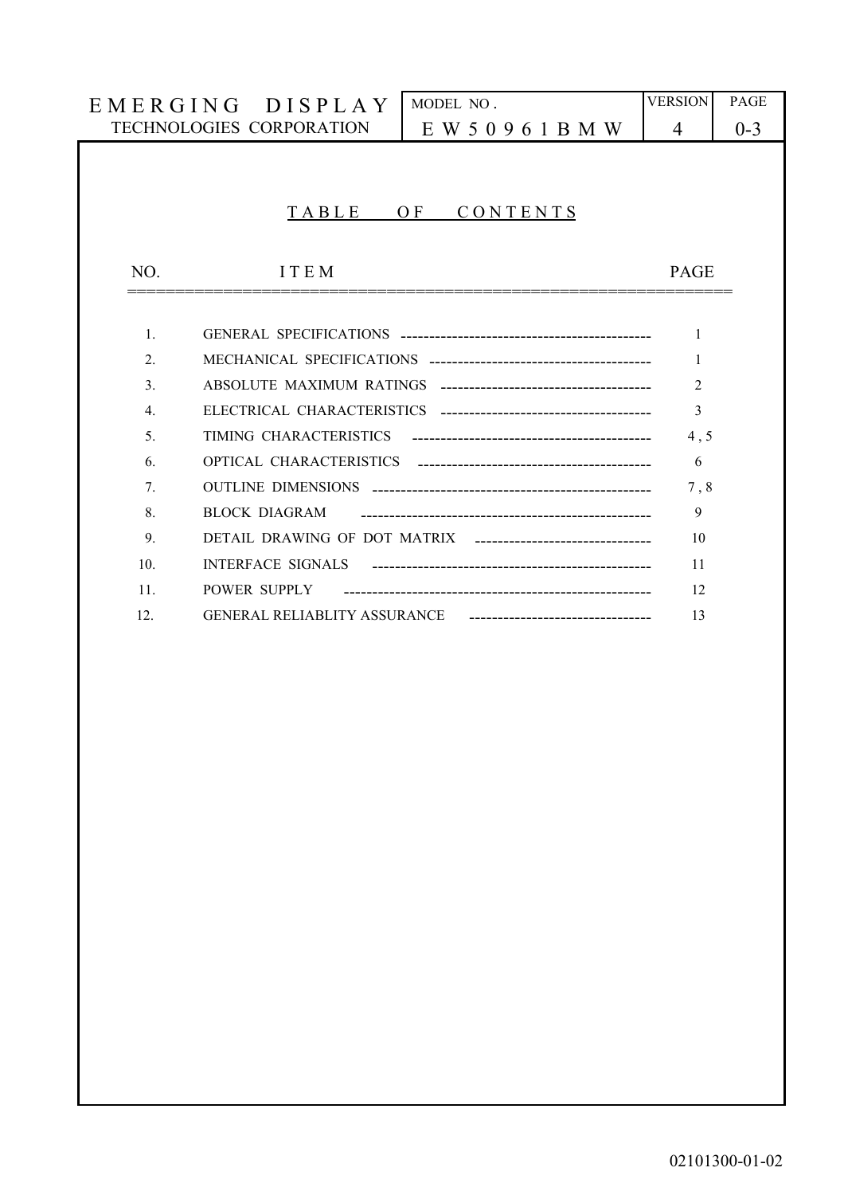# TABLE OF CONTENTS

| NO. | ITEM | PAGE |
|---|---|---|
| 1. | GENERAL SPECIFICATIONS | 1 |
| 2. | MECHANICAL SPECIFICATIONS | 1 |
| 3. | ABSOLUTE MAXIMUM RATINGS | 2 |
| 4. | ELECTRICAL CHARACTERISTICS | 3 |
| 5. | TIMING CHARACTERISTICS | 4 , 5 |
| 6. | OPTICAL CHARACTERISTICS | 6 |
| 7. | OUTLINE DIMENSIONS | 7 , 8 |
| 8. | BLOCK DIAGRAM | 9 |
| 9. | DETAIL DRAWING OF DOT MATRIX | 10 |
| 10. | INTERFACE SIGNALS | 11 |
| 11. | POWER SUPPLY | 12 |
| 12. | GENERAL RELIABLITY ASSURANCE | 13 |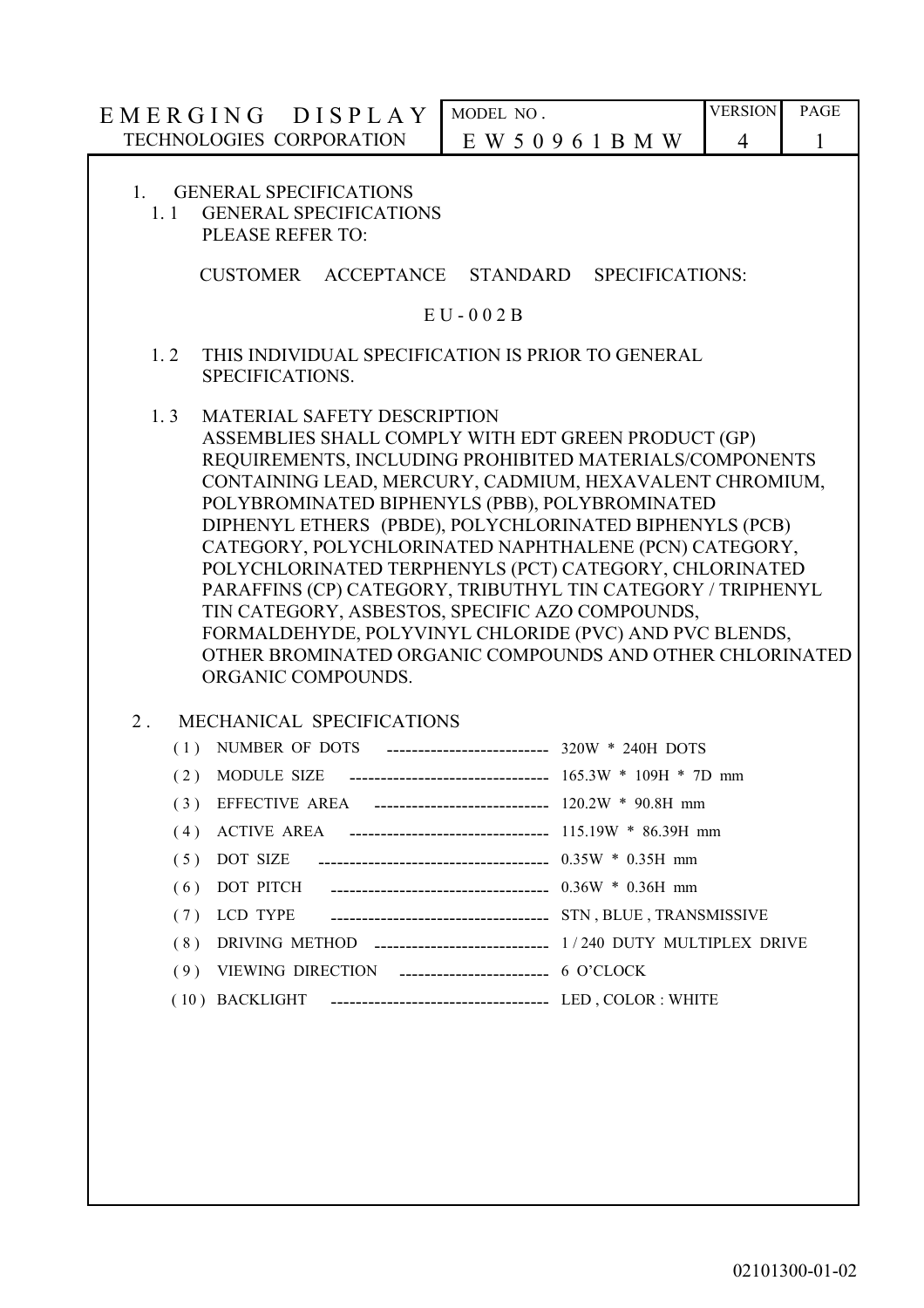## 1. GENERAL SPECIFICATIONS

### 1.1 GENERAL SPECIFICATIONS

PLEASE REFER TO:

CUSTOMER ACCEPTANCE STANDARD SPECIFICATIONS:

EU-002B

### 1.2 THIS INDIVIDUAL SPECIFICATION IS PRIOR TO GENERAL SPECIFICATIONS.

### 1.3 MATERIAL SAFETY DESCRIPTION

ASSEMBLIES SHALL COMPLY WITH EDT GREEN PRODUCT (GP) REQUIREMENTS, INCLUDING PROHIBITED MATERIALS/COMPONENTS CONTAINING LEAD, MERCURY, CADMIUM, HEXAVALENT CHROMIUM, POLYBROMINATED BIPHENYLS (PBB), POLYBROMINATED DIPHENYL ETHERS (PBDE), POLYCHLORINATED BIPHENYLS (PCB) CATEGORY, POLYCHLORINATED NAPHTHALENE (PCN) CATEGORY, POLYCHLORINATED TERPHENYLS (PCT) CATEGORY, CHLORINATED PARAFFINS (CP) CATEGORY, TRIBUTHYL TIN CATEGORY / TRIPHENYL TIN CATEGORY, ASBESTOS, SPECIFIC AZO COMPOUNDS, FORMALDEHYDE, POLYVINYL CHLORIDE (PVC) AND PVC BLENDS, OTHER BROMINATED ORGANIC COMPOUNDS AND OTHER CHLORINATED ORGANIC COMPOUNDS.

## 2. MECHANICAL SPECIFICATIONS

(1) NUMBER OF DOTS -------------------------- 320W * 240H DOTS

(2) MODULE SIZE -------------------------------- 165.3W * 109H * 7D mm

(3) EFFECTIVE AREA ---------------------------- 120.2W * 90.8H mm

(4) ACTIVE AREA -------------------------------- 115.19W * 86.39H mm

(5) DOT SIZE ------------------------------------- 0.35W * 0.35H mm

(6) DOT PITCH ---------------------------------- 0.36W * 0.36H mm

(7) LCD TYPE ------------------------------------ STN , BLUE , TRANSMISSIVE

(8) DRIVING METHOD ---------------------------- 1 / 240 DUTY MULTIPLEX DRIVE

(9) VIEWING DIRECTION ------------------------ 6 O'CLOCK

(10) BACKLIGHT ---------------------------------- LED , COLOR : WHITE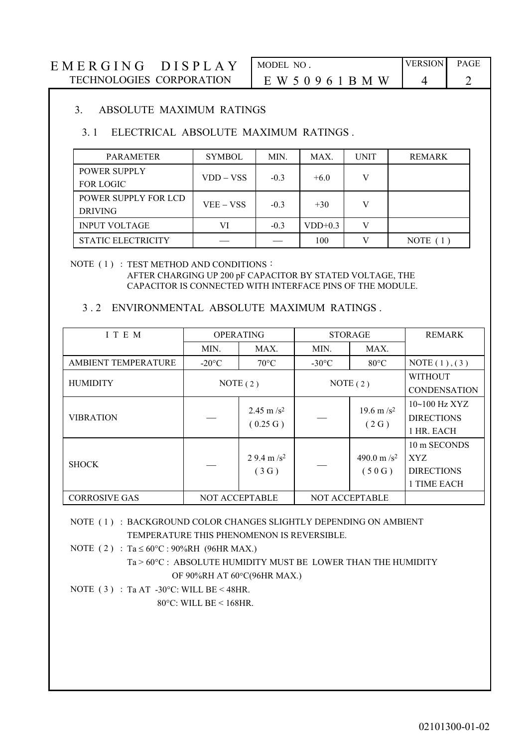## 3. ABSOLUTE MAXIMUM RATINGS

### 3.1 ELECTRICAL ABSOLUTE MAXIMUM RATINGS.

| PARAMETER | SYMBOL | MIN. | MAX. | UNIT | REMARK |
|---|---|---|---|---|---|
| POWER SUPPLY FOR LOGIC | VDD – VSS | -0.3 | +6.0 | V | |
| POWER SUPPLY FOR LCD DRIVING | VEE – VSS | -0.3 | +30 | V | |
| INPUT VOLTAGE | VI | -0.3 | VDD+0.3 | V | |
| STATIC ELECTRICITY | — | — | 100 | V | NOTE (1) |

NOTE (1) : TEST METHOD AND CONDITIONS：
AFTER CHARGING UP 200 pF CAPACITOR BY STATED VOLTAGE, THE CAPACITOR IS CONNECTED WITH INTERFACE PINS OF THE MODULE.

### 3.2 ENVIRONMENTAL ABSOLUTE MAXIMUM RATINGS.

| ITEM | OPERATING | | STORAGE | | REMARK |
|---|---|---|---|---|---|
| | MIN. | MAX. | MIN. | MAX. | |
| AMBIENT TEMPERATURE | -20°C | 70°C | -30°C | 80°C | NOTE (1), (3) |
| HUMIDITY | NOTE (2) | | NOTE (2) | | WITHOUT CONDENSATION |
| VIBRATION | — | 2.45 m /s$^2$ (0.25 G) | — | 19.6 m /s$^2$ (2 G) | 10~100 Hz XYZ DIRECTIONS 1 HR. EACH |
| SHOCK | — | 29.4 m /s$^2$ (3 G) | — | 490.0 m /s$^2$ (50 G) | 10 m SECONDS XYZ DIRECTIONS 1 TIME EACH |
| CORROSIVE GAS | NOT ACCEPTABLE | | NOT ACCEPTABLE | | |

NOTE (1) : BACKGROUND COLOR CHANGES SLIGHTLY DEPENDING ON AMBIENT TEMPERATURE THIS PHENOMENON IS REVERSIBLE.

NOTE (2) : Ta ≤ 60°C : 90%RH (96HR MAX.)
Ta > 60°C : ABSOLUTE HUMIDITY MUST BE LOWER THAN THE HUMIDITY OF 90%RH AT 60°C(96HR MAX.)

NOTE (3) : Ta AT -30°C: WILL BE < 48HR.
80°C: WILL BE < 168HR.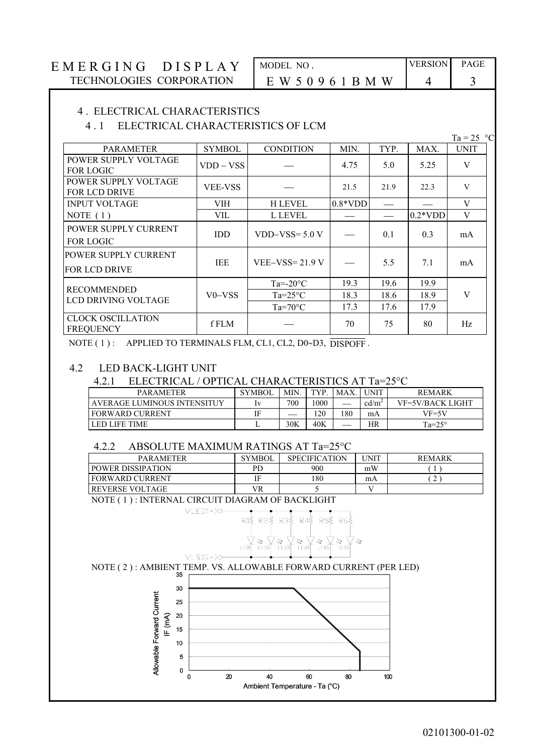## 4. ELECTRICAL CHARACTERISTICS

### 4.1 ELECTRICAL CHARACTERISTICS OF LCM

Ta = 25 °C

| PARAMETER | SYMBOL | CONDITION | MIN. | TYP. | MAX. | UNIT |
|---|---|---|---|---|---|---|
| POWER SUPPLY VOLTAGE FOR LOGIC | VDD – VSS | — | 4.75 | 5.0 | 5.25 | V |
| POWER SUPPLY VOLTAGE FOR LCD DRIVE | VEE-VSS | — | 21.5 | 21.9 | 22.3 | V |
| INPUT VOLTAGE | VIH | H LEVEL | 0.8*VDD | — | — | V |
| NOTE (1) | VIL | L LEVEL | — | — | 0.2*VDD | V |
| POWER SUPPLY CURRENT FOR LOGIC | IDD | VDD−VSS= 5.0 V | — | 0.1 | 0.3 | mA |
| POWER SUPPLY CURRENT FOR LCD DRIVE | IEE | VEE−VSS= 21.9 V | — | 5.5 | 7.1 | mA |
| RECOMMENDED LCD DRIVING VOLTAGE | V0−VSS | Ta=-20°C | 19.3 | 19.6 | 19.9 | V |
| | | Ta=25°C | 18.3 | 18.6 | 18.9 | |
| | | Ta=70°C | 17.3 | 17.6 | 17.9 | |
| CLOCK OSCILLATION FREQUENCY | f FLM | — | 70 | 75 | 80 | Hz |

NOTE (1) : APPLIED TO TERMINALS FLM, CL1, CL2, D0~D3, $\overline{\text{DISPOFF}}$ .

### 4.2 LED BACK-LIGHT UNIT

#### 4.2.1 ELECTRICAL / OPTICAL CHARACTERISTICS AT Ta=25°C

| PARAMETER | SYMBOL | MIN. | TYP. | MAX. | UNIT | REMARK |
|---|---|---|---|---|---|---|
| AVERAGE LUMINOUS INTENSITUY | Iv | 700 | 1000 | — | $cd/m^2$ | VF=5V/BACK LIGHT |
| FORWARD CURRENT | IF | — | 120 | 180 | mA | VF=5V |
| LED LIFE TIME | L | 30K | 40K | — | HR | Ta=25° |

#### 4.2.2 ABSOLUTE MAXIMUM RATINGS AT Ta=25°C

| PARAMETER | SYMBOL | SPECIFICATION | UNIT | REMARK |
|---|---|---|---|---|
| POWER DISSIPATION | PD | 900 | mW | (1) |
| FORWARD CURRENT | IF | 180 | mA | (2) |
| REVERSE VOLTAGE | VR | 5 | V | |

NOTE (1) : INTERNAL CIRCUIT DIAGRAM OF BACKLIGHT

VLED(+) R1 R2 R3 R4 R5 R6 LED1 LED2 LED3 LED4 LED5 LED6 VLSS(-)

NOTE (2) : AMBIENT TEMP. VS. ALLOWABLE FORWARD CURRENT (PER LED)

Allowable Forward Current IF (mA) vs. Ambient Temperature - Ta (°C)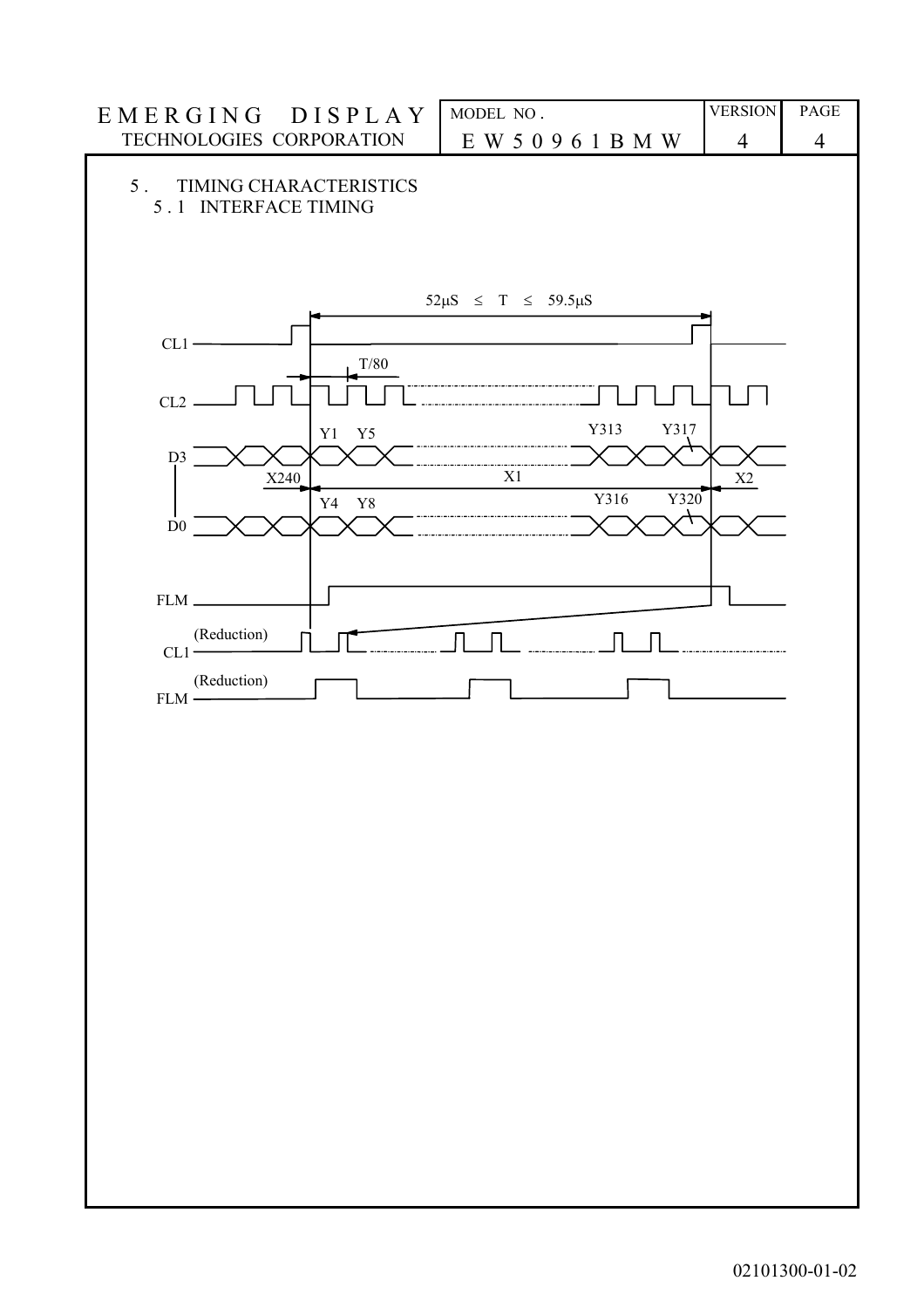## 5. TIMING CHARACTERISTICS

### 5.1 INTERFACE TIMING

$52\mu S \leq T \leq 59.5\mu S$

CL1

T/80

CL2

Y1 Y5 Y313 Y317

D3

X240 X1 X2

Y4 Y8 Y316 Y320

D0

FLM

(Reduction)
CL1

(Reduction)
FLM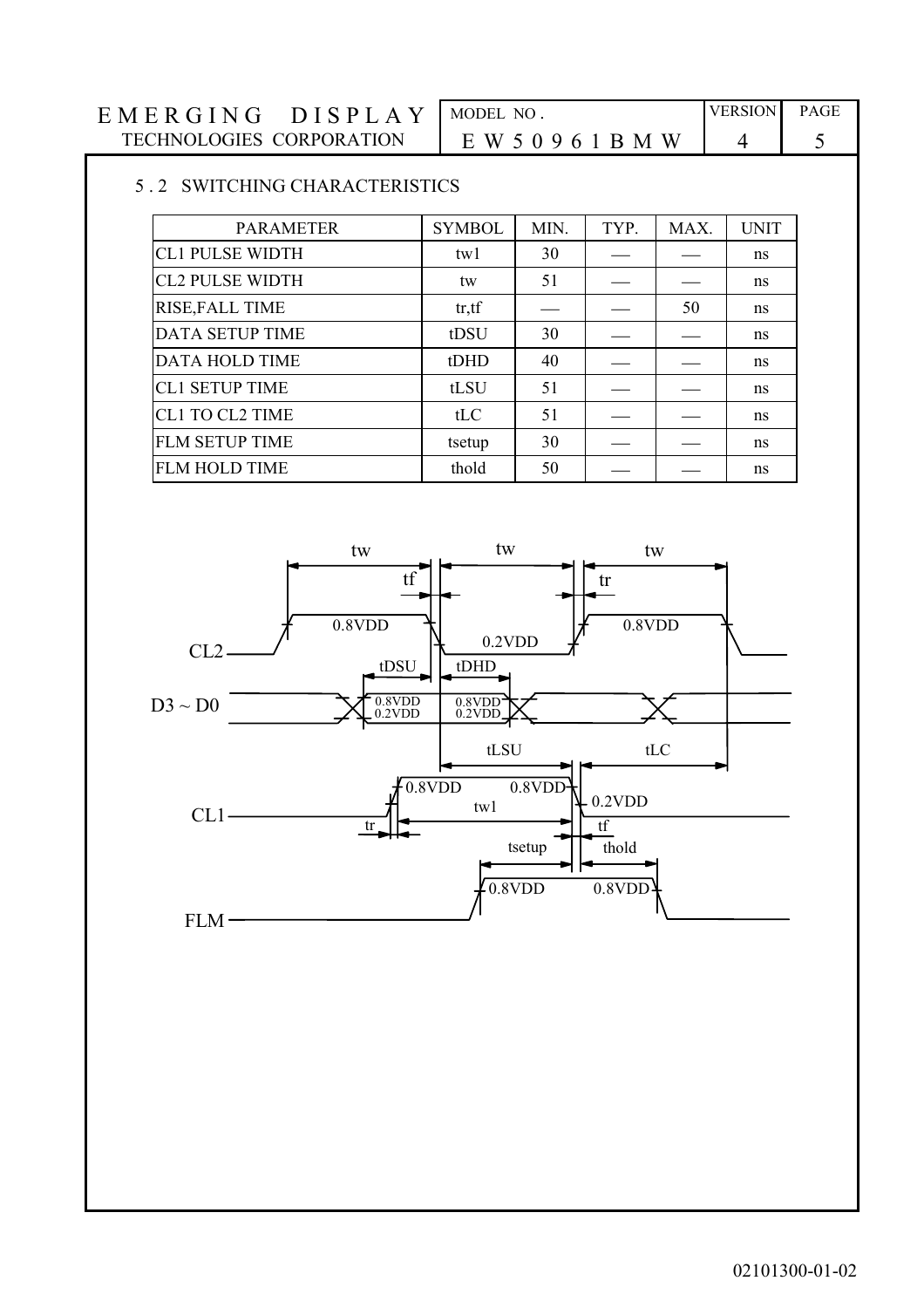## 5 . 2 SWITCHING CHARACTERISTICS

| PARAMETER | SYMBOL | MIN. | TYP. | MAX. | UNIT |
|---|---|---|---|---|---|
| CL1 PULSE WIDTH | tw1 | 30 | — | — | ns |
| CL2 PULSE WIDTH | tw | 51 | — | — | ns |
| RISE,FALL TIME | tr,tf | — | — | 50 | ns |
| DATA SETUP TIME | tDSU | 30 | — | — | ns |
| DATA HOLD TIME | tDHD | 40 | — | — | ns |
| CL1 SETUP TIME | tLSU | 51 | — | — | ns |
| CL1 TO CL2 TIME | tLC | 51 | — | — | ns |
| FLM SETUP TIME | tsetup | 30 | — | — | ns |
| FLM HOLD TIME | thold | 50 | — | — | ns |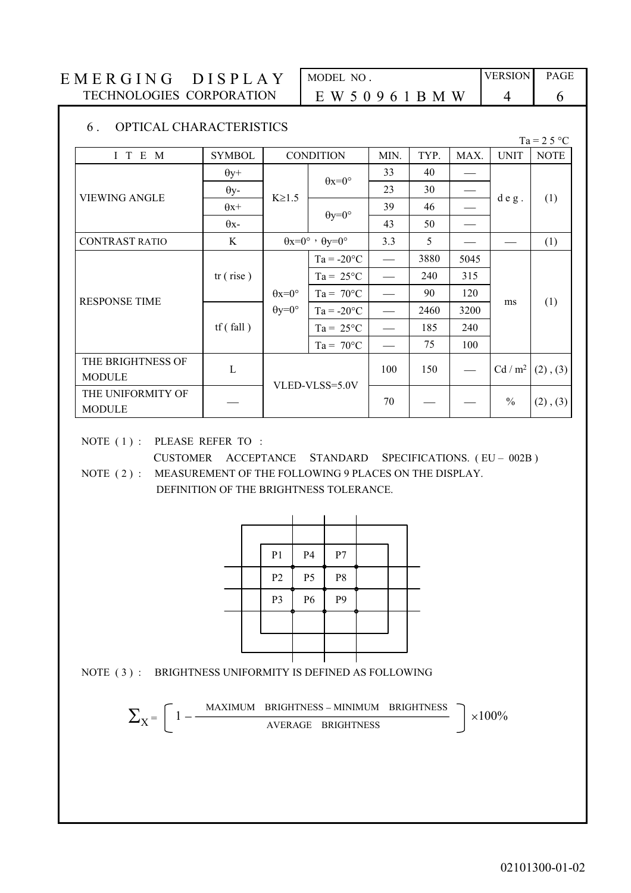## 6. OPTICAL CHARACTERISTICS

Ta = 25 °C

| ITEM | SYMBOL | CONDITION | | MIN. | TYP. | MAX. | UNIT | NOTE |
|---|---|---|---|---|---|---|---|---|
| VIEWING ANGLE | θy+ | K≥1.5 | θx=0° | 33 | 40 | — | deg. | (1) |
| | θy- | | | 23 | 30 | — | | |
| | θx+ | | θy=0° | 39 | 46 | — | | |
| | θx- | | | 43 | 50 | — | | |
| CONTRAST RATIO | K | θx=0°，θy=0° | | 3.3 | 5 | — | — | (1) |
| RESPONSE TIME | tr ( rise ) | θx=0° θy=0° | Ta = -20°C | — | 3880 | 5045 | ms | (1) |
| | | | Ta = 25°C | — | 240 | 315 | | |
| | | | Ta = 70°C | — | 90 | 120 | | |
| | tf ( fall ) | | Ta = -20°C | — | 2460 | 3200 | | |
| | | | Ta = 25°C | — | 185 | 240 | | |
| | | | Ta = 70°C | — | 75 | 100 | | |
| THE BRIGHTNESS OF MODULE | L | VLED-VLSS=5.0V | | 100 | 150 | — | Cd / m² | (2) , (3) |
| THE UNIFORMITY OF MODULE | — | | | 70 | — | — | % | (2) , (3) |

NOTE ( 1 ) : PLEASE REFER TO :
CUSTOMER ACCEPTANCE STANDARD SPECIFICATIONS. ( EU – 002B )

NOTE ( 2 ) : MEASUREMENT OF THE FOLLOWING 9 PLACES ON THE DISPLAY.
DEFINITION OF THE BRIGHTNESS TOLERANCE.

| P1 | P4 | P7 |
|---|---|---|
| P2 | P5 | P8 |
| P3 | P6 | P9 |

NOTE ( 3 ) : BRIGHTNESS UNIFORMITY IS DEFINED AS FOLLOWING

$$\Sigma_X = \left[ 1 - \frac{\text{MAXIMUM BRIGHTNESS} - \text{MINIMUM BRIGHTNESS}}{\text{AVERAGE BRIGHTNESS}} \right] \times 100\%$$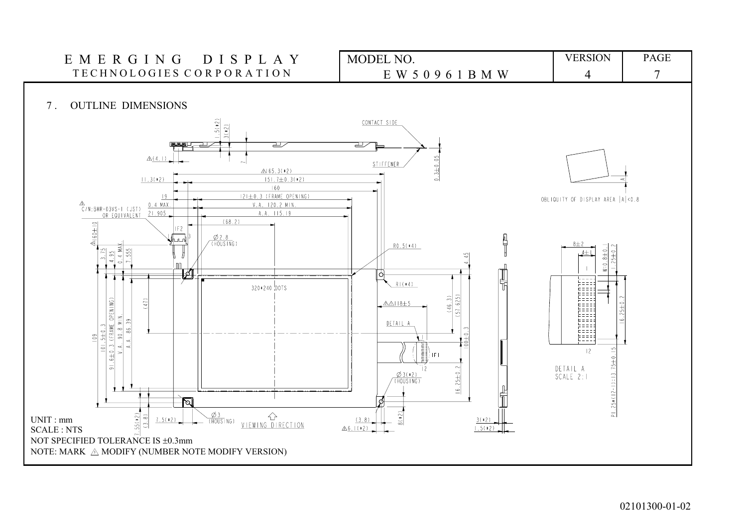## 7. OUTLINE DIMENSIONS

UNIT : mm

SCALE : NTS

NOT SPECIFIED TOLERANCE IS ±0.3mm

NOTE: MARK ⚠ MODIFY (NUMBER NOTE MODIFY VERSION)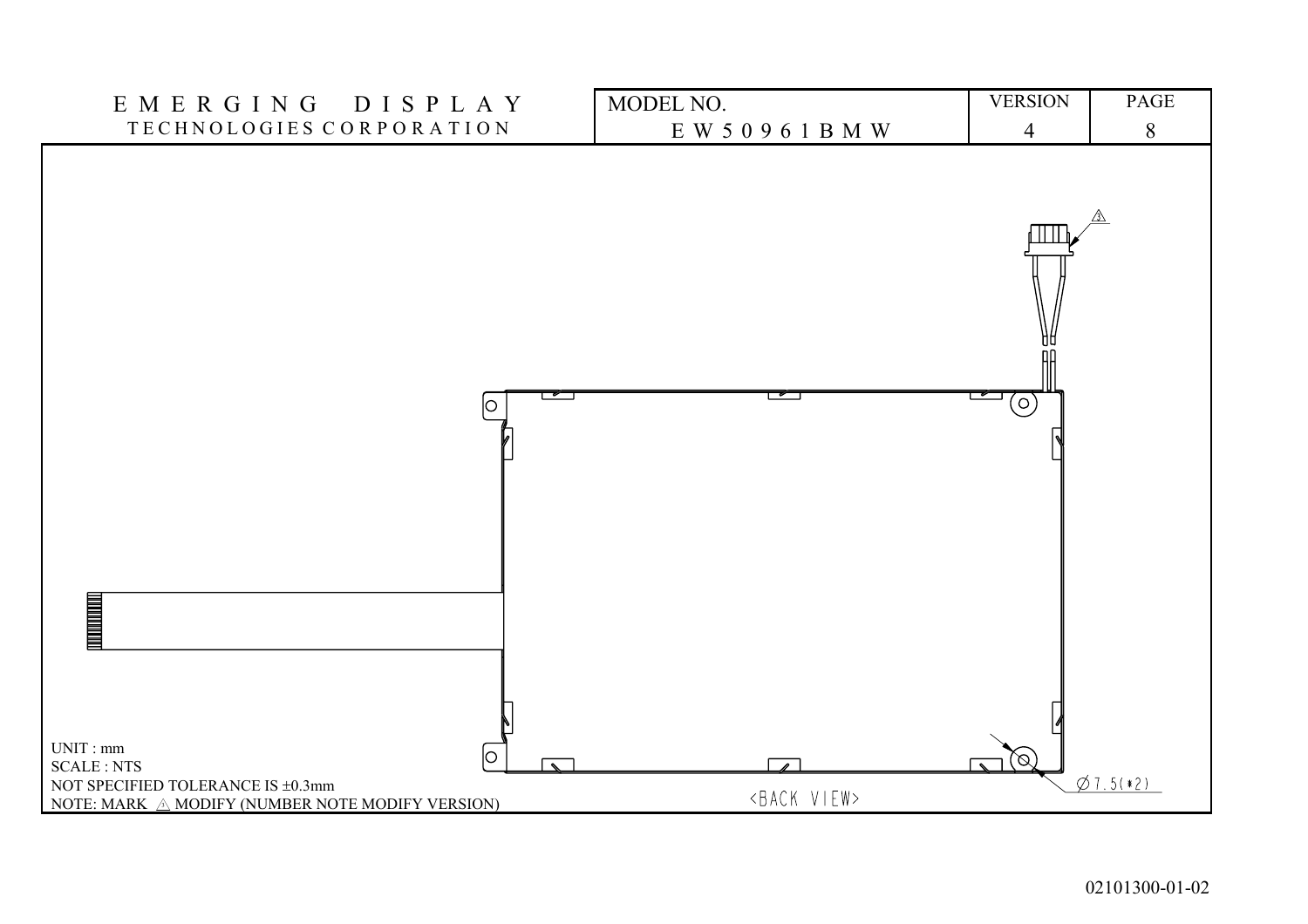| EMERGING DISPLAY TECHNOLOGIES CORPORATION | MODEL NO. EW50961BMW | VERSION 4 | PAGE 8 |
| --- | --- | --- | --- |

Ø7.5(*2)

<BACK VIEW>

UNIT : mm
SCALE : NTS
NOT SPECIFIED TOLERANCE IS ±0.3mm
NOTE: MARK ⚠ MODIFY (NUMBER NOTE MODIFY VERSION)

02101300-01-02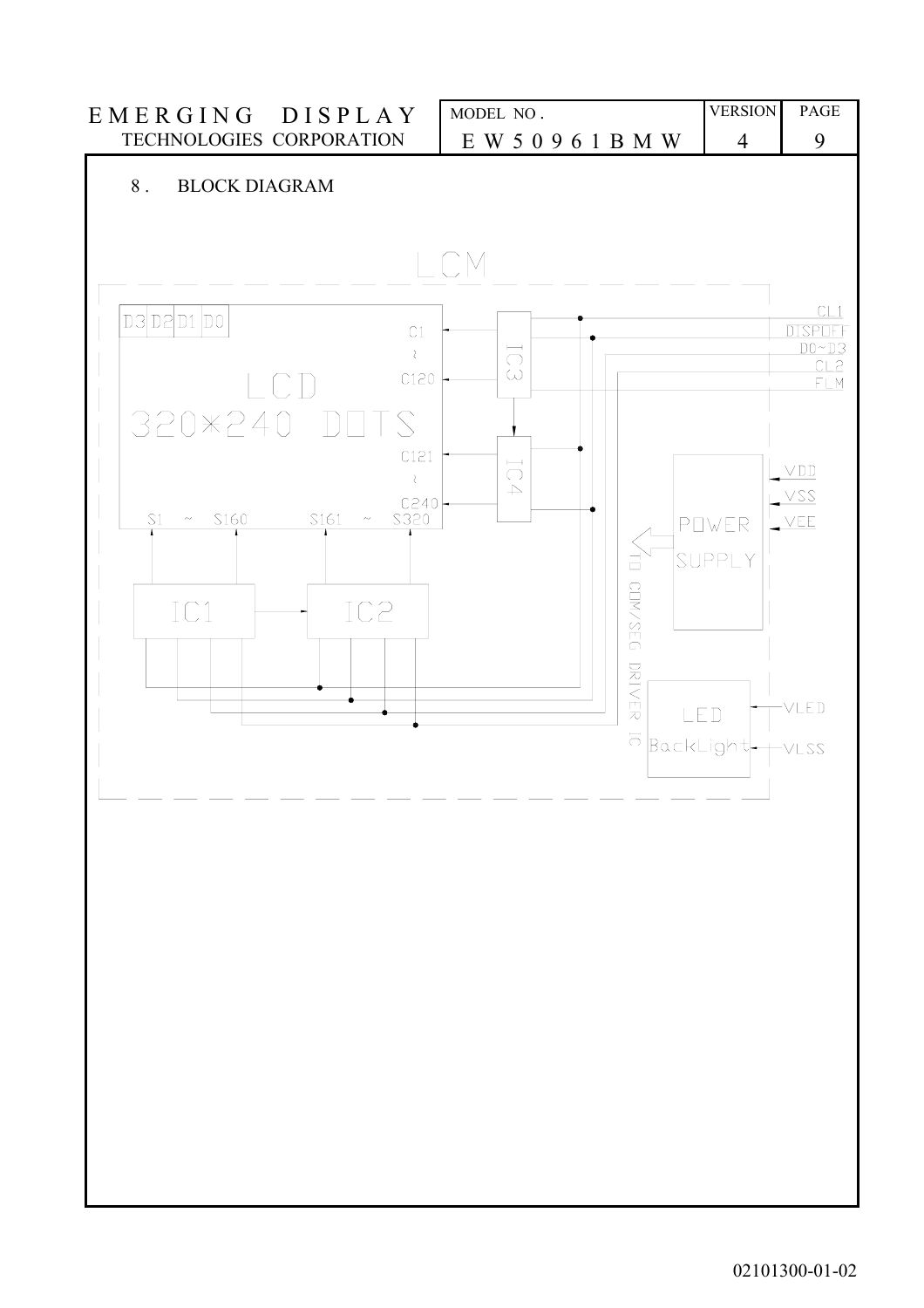## 8. BLOCK DIAGRAM

LCM

D3 D2 D1 D0

LCD
320×240 DOTS

C1 ~ C120

C121 ~ C240

S1 ~ S160  S161 ~ S320

IC1  IC2  IC3  IC4

CL1
DISPOFF
D0~D3
CL2
FLM

POWER SUPPLY

VDD
VSS
VEE

TO COM/SEG DRIVER IC

LED BackLight

VLED
VLSS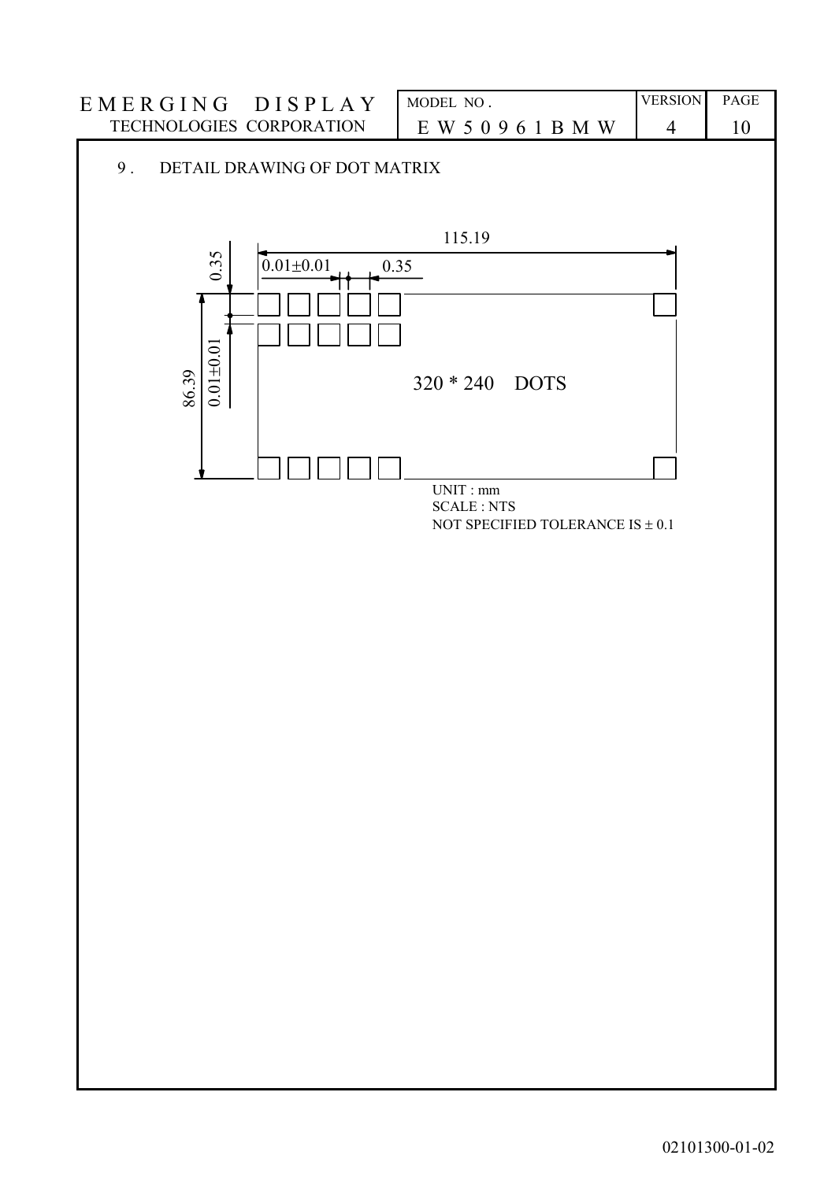## 9. DETAIL DRAWING OF DOT MATRIX

115.19

0.35

0.01±0.01

0.35

86.39

0.01±0.01

320 * 240 DOTS

UNIT : mm

SCALE : NTS

NOT SPECIFIED TOLERANCE IS ± 0.1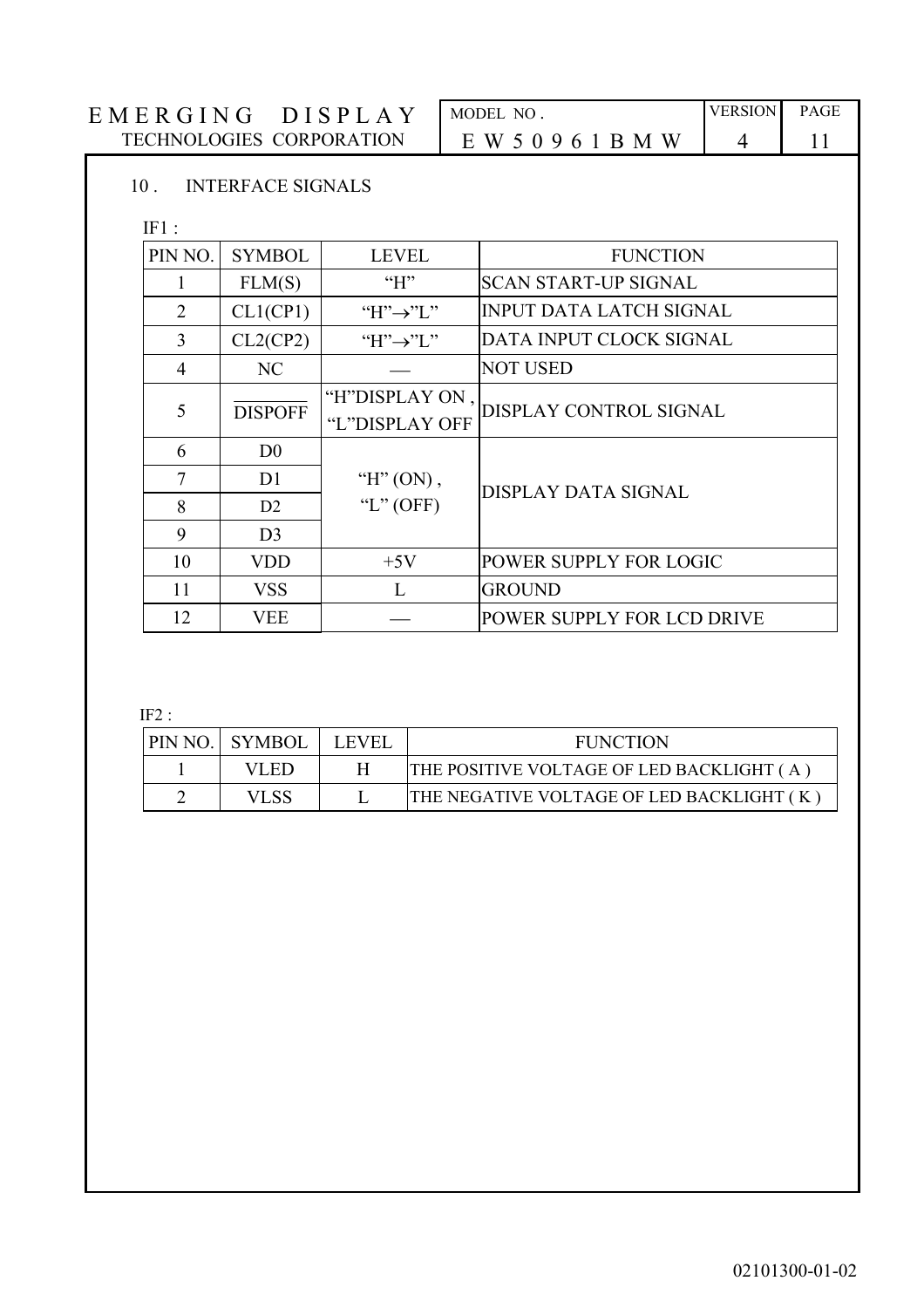## 10 . INTERFACE SIGNALS

IF1 :

| PIN NO. | SYMBOL | LEVEL | FUNCTION |
|---|---|---|---|
| 1 | FLM(S) | "H" | SCAN START-UP SIGNAL |
| 2 | CL1(CP1) | "H"→"L" | INPUT DATA LATCH SIGNAL |
| 3 | CL2(CP2) | "H"→"L" | DATA INPUT CLOCK SIGNAL |
| 4 | NC | — | NOT USED |
| 5 | $\overline{DISPOFF}$ | "H"DISPLAY ON , "L"DISPLAY OFF | DISPLAY CONTROL SIGNAL |
| 6 | D0 | "H" (ON) , "L" (OFF) | DISPLAY DATA SIGNAL |
| 7 | D1 | | |
| 8 | D2 | | |
| 9 | D3 | | |
| 10 | VDD | +5V | POWER SUPPLY FOR LOGIC |
| 11 | VSS | L | GROUND |
| 12 | VEE | — | POWER SUPPLY FOR LCD DRIVE |

IF2 :

| PIN NO. | SYMBOL | LEVEL | FUNCTION |
|---|---|---|---|
| 1 | VLED | H | THE POSITIVE VOLTAGE OF LED BACKLIGHT ( A ) |
| 2 | VLSS | L | THE NEGATIVE VOLTAGE OF LED BACKLIGHT ( K ) |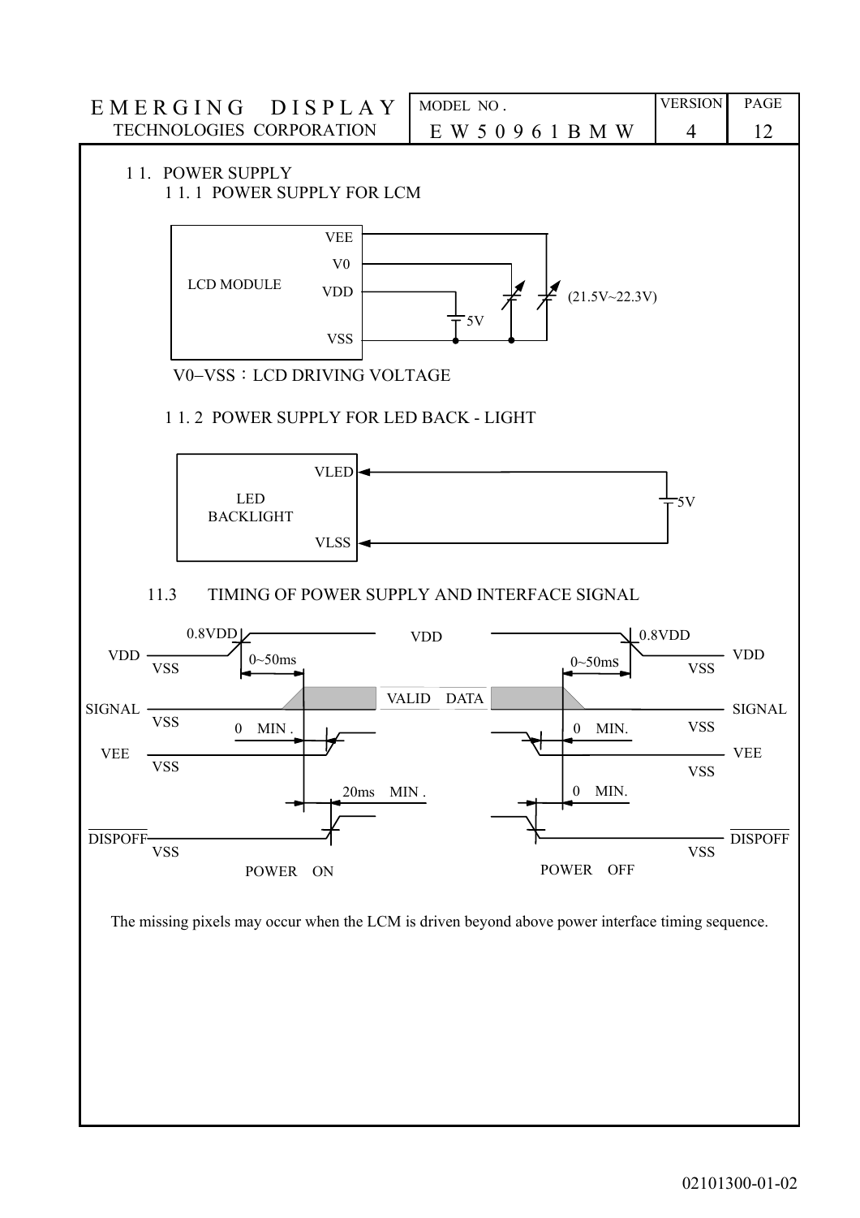## 11. POWER SUPPLY

### 11.1 POWER SUPPLY FOR LCM

VEE
V0
LCD MODULE VDD
VSS

5V

(21.5V~22.3V)

V0−VSS：LCD DRIVING VOLTAGE

### 11.2 POWER SUPPLY FOR LED BACK - LIGHT

LED BACKLIGHT

VLED
VLSS

5V

### 11.3 TIMING OF POWER SUPPLY AND INTERFACE SIGNAL

0.8VDD VDD 0.8VDD

VDD VSS 0~50ms 0~50ms VDD VSS

SIGNAL VSS VALID DATA SIGNAL VSS

0 MIN. 0 MIN.

VEE VSS VEE VSS

20ms MIN. 0 MIN.

DISPOFF VSS DISPOFF VSS

POWER ON POWER OFF

The missing pixels may occur when the LCM is driven beyond above power interface timing sequence.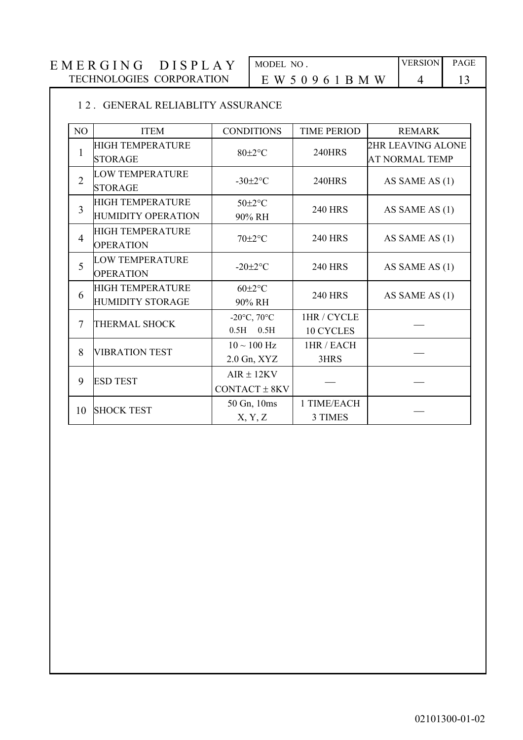## 12. GENERAL RELIABLITY ASSURANCE

| NO | ITEM | CONDITIONS | TIME PERIOD | REMARK |
|---|---|---|---|---|
| 1 | HIGH TEMPERATURE STORAGE | 80±2°C | 240HRS | 2HR LEAVING ALONE AT NORMAL TEMP |
| 2 | LOW TEMPERATURE STORAGE | -30±2°C | 240HRS | AS SAME AS (1) |
| 3 | HIGH TEMPERATURE HUMIDITY OPERATION | 50±2°C 90% RH | 240 HRS | AS SAME AS (1) |
| 4 | HIGH TEMPERATURE OPERATION | 70±2°C | 240 HRS | AS SAME AS (1) |
| 5 | LOW TEMPERATURE OPERATION | -20±2°C | 240 HRS | AS SAME AS (1) |
| 6 | HIGH TEMPERATURE HUMIDITY STORAGE | 60±2°C 90% RH | 240 HRS | AS SAME AS (1) |
| 7 | THERMAL SHOCK | -20°C, 70°C 0.5H 0.5H | 1HR / CYCLE 10 CYCLES | — |
| 8 | VIBRATION TEST | 10 ~ 100 Hz 2.0 Gn, XYZ | 1HR / EACH 3HRS | — |
| 9 | ESD TEST | AIR ± 12KV CONTACT ± 8KV | — | — |
| 10 | SHOCK TEST | 50 Gn, 10ms X, Y, Z | 1 TIME/EACH 3 TIMES | — |